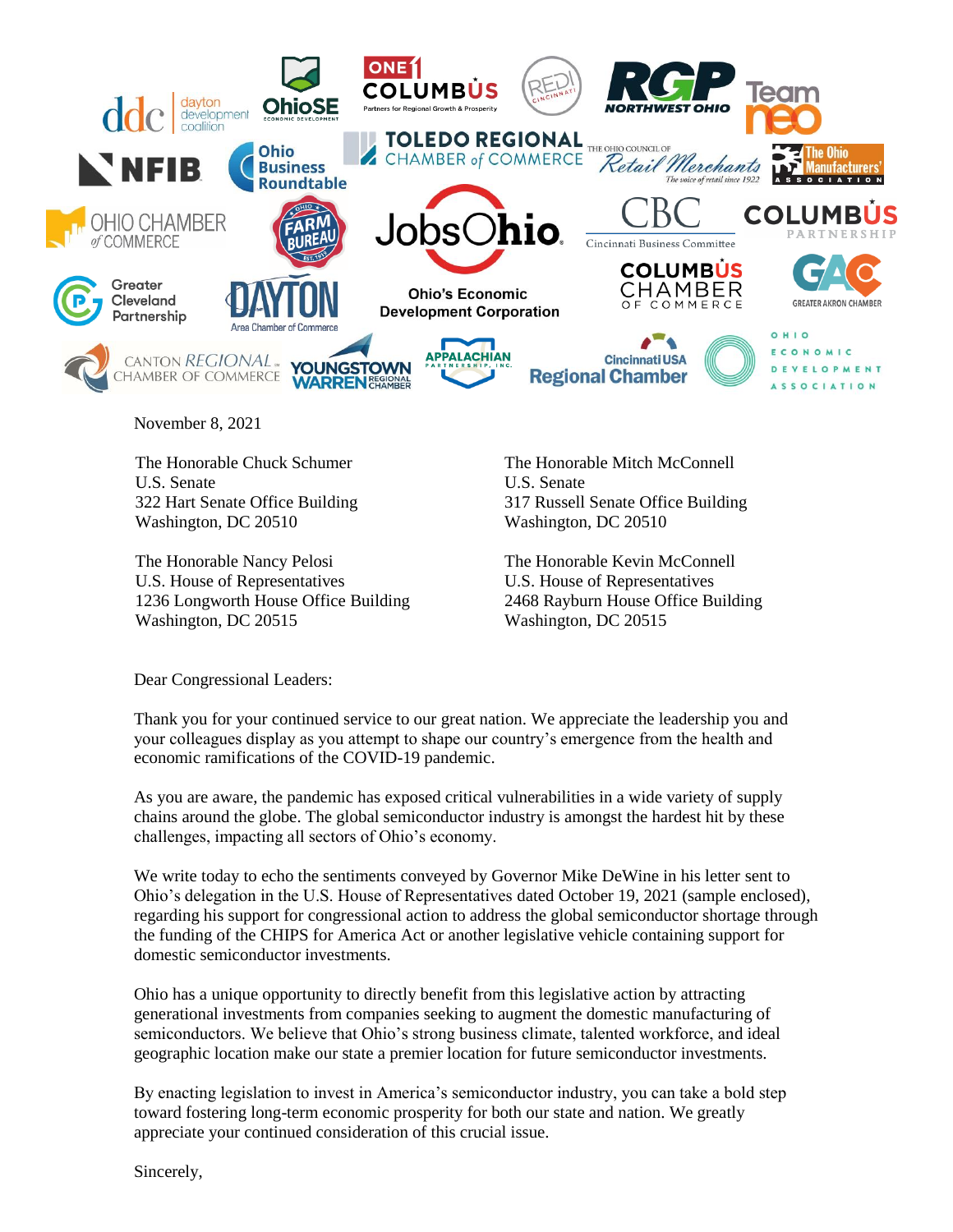November 8, 2021

The Honorable Chuck Schumer
U.S. Senate
322 Hart Senate Office Building
Washington, DC 20510

The Honorable Mitch McConnell
U.S. Senate
317 Russell Senate Office Building
Washington, DC 20510

The Honorable Nancy Pelosi
U.S. House of Representatives
1236 Longworth House Office Building
Washington, DC 20515

The Honorable Kevin McConnell
U.S. House of Representatives
2468 Rayburn House Office Building
Washington, DC 20515

Dear Congressional Leaders:

Thank you for your continued service to our great nation. We appreciate the leadership you and your colleagues display as you attempt to shape our country's emergence from the health and economic ramifications of the COVID-19 pandemic.

As you are aware, the pandemic has exposed critical vulnerabilities in a wide variety of supply chains around the globe. The global semiconductor industry is amongst the hardest hit by these challenges, impacting all sectors of Ohio's economy.

We write today to echo the sentiments conveyed by Governor Mike DeWine in his letter sent to Ohio's delegation in the U.S. House of Representatives dated October 19, 2021 (sample enclosed), regarding his support for congressional action to address the global semiconductor shortage through the funding of the CHIPS for America Act or another legislative vehicle containing support for domestic semiconductor investments.

Ohio has a unique opportunity to directly benefit from this legislative action by attracting generational investments from companies seeking to augment the domestic manufacturing of semiconductors. We believe that Ohio's strong business climate, talented workforce, and ideal geographic location make our state a premier location for future semiconductor investments.

By enacting legislation to invest in America's semiconductor industry, you can take a bold step toward fostering long-term economic prosperity for both our state and nation. We greatly appreciate your continued consideration of this crucial issue.

Sincerely,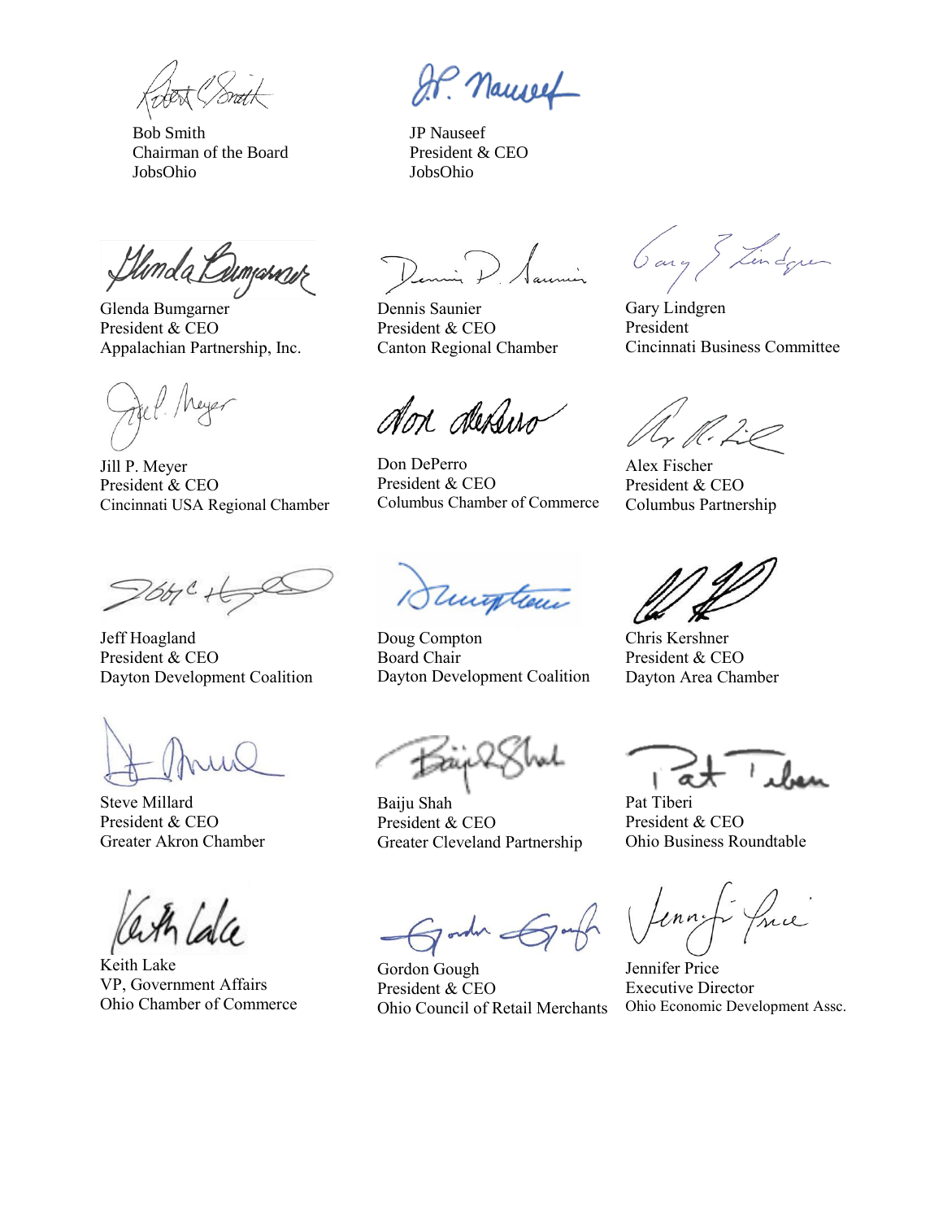Bob Smith
Chairman of the Board
JobsOhio

JP Nauseef
President & CEO
JobsOhio

Glenda Bumgarner
President & CEO
Appalachian Partnership, Inc.

Dennis Saunier
President & CEO
Canton Regional Chamber

Gary Lindgren
President
Cincinnati Business Committee

Jill P. Meyer
President & CEO
Cincinnati USA Regional Chamber

Don DePerro
President & CEO
Columbus Chamber of Commerce

Alex Fischer
President & CEO
Columbus Partnership

Jeff Hoagland
President & CEO
Dayton Development Coalition

Doug Compton
Board Chair
Dayton Development Coalition

Chris Kershner
President & CEO
Dayton Area Chamber

Steve Millard
President & CEO
Greater Akron Chamber

Baiju Shah
President & CEO
Greater Cleveland Partnership

Pat Tiberi
President & CEO
Ohio Business Roundtable

Keith Lake
VP, Government Affairs
Ohio Chamber of Commerce

Gordon Gough
President & CEO
Ohio Council of Retail Merchants

Jennifer Price
Executive Director
Ohio Economic Development Assc.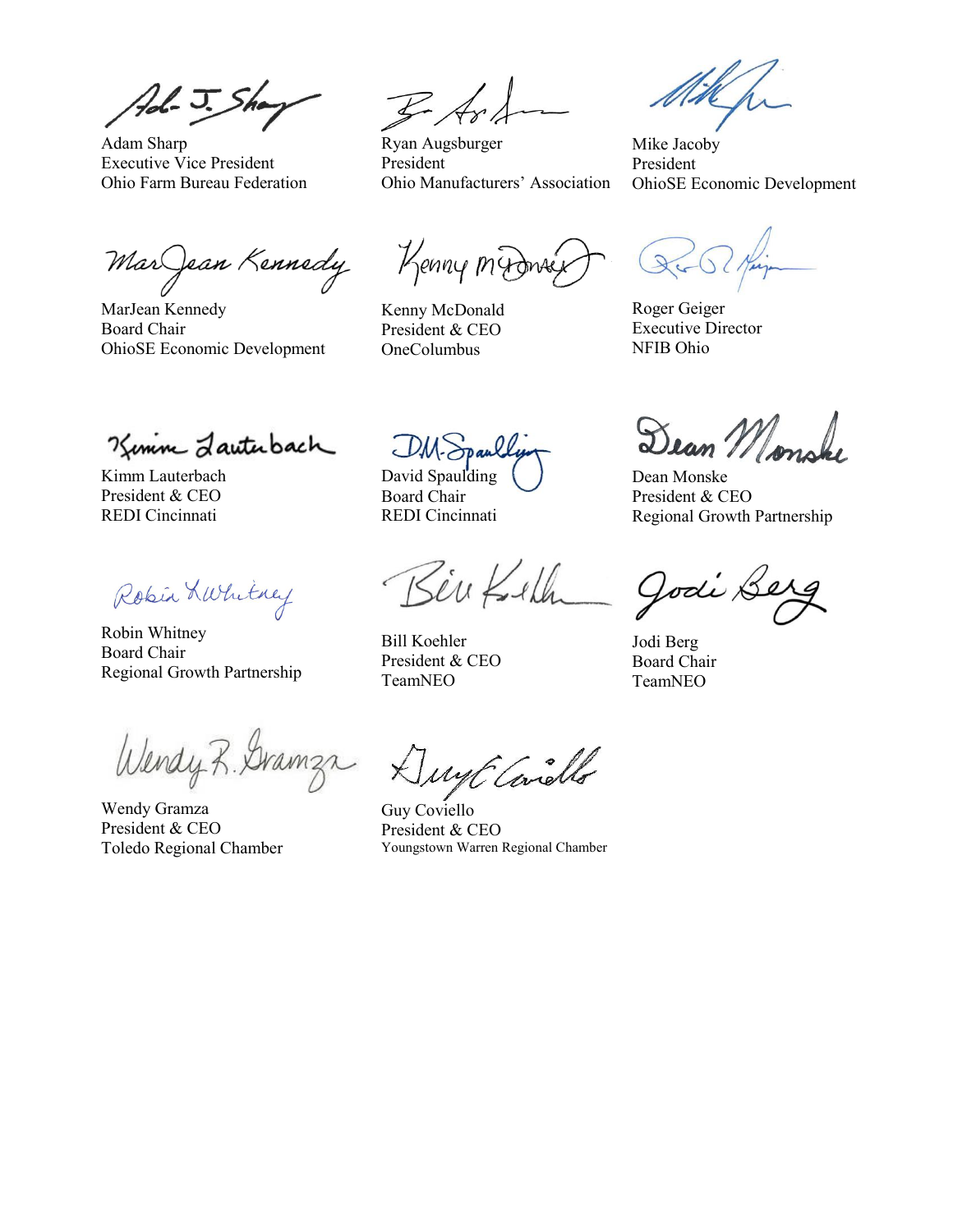Adam Sharp
Executive Vice President
Ohio Farm Bureau Federation

Ryan Augsburger
President
Ohio Manufacturers' Association

Mike Jacoby
President
OhioSE Economic Development

MarJean Kennedy
Board Chair
OhioSE Economic Development

Kenny McDonald
President & CEO
OneColumbus

Roger Geiger
Executive Director
NFIB Ohio

Kimm Lauterbach
President & CEO
REDI Cincinnati

David Spaulding
Board Chair
REDI Cincinnati

Dean Monske
President & CEO
Regional Growth Partnership

Robin Whitney
Board Chair
Regional Growth Partnership

Bill Koehler
President & CEO
TeamNEO

Jodi Berg
Board Chair
TeamNEO

Wendy Gramza
President & CEO
Toledo Regional Chamber

Guy Coviello
President & CEO
Youngstown Warren Regional Chamber